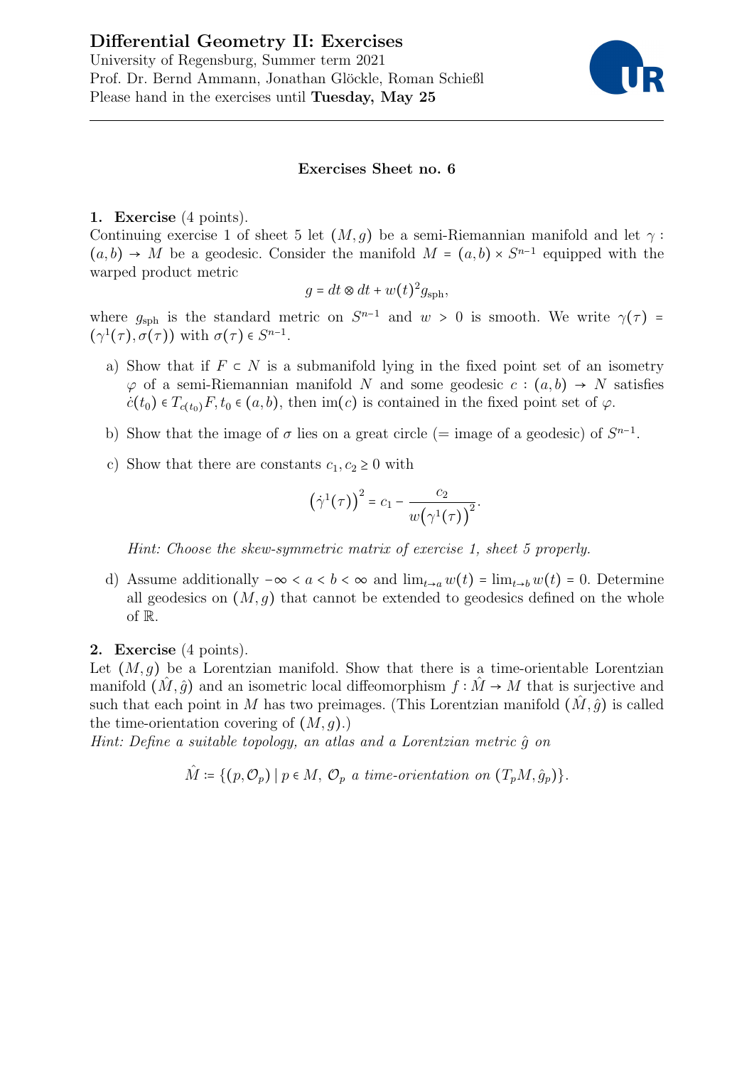# Differential Geometry II: Exercises

University of Regensburg, Summer term 2021
Prof. Dr. Bernd Ammann, Jonathan Glöckle, Roman Schießl
Please hand in the exercises until **Tuesday, May 25**

---

### Exercises Sheet no. 6

**1. Exercise** (4 points).
Continuing exercise 1 of sheet 5 let $(M, g)$ be a semi-Riemannian manifold and let $\gamma : (a, b) \to M$ be a geodesic. Consider the manifold $M = (a, b) \times S^{n-1}$ equipped with the warped product metric

$$g = dt \otimes dt + w(t)^2 g_{\mathrm{sph}},$$

where $g_{\mathrm{sph}}$ is the standard metric on $S^{n-1}$ and $w > 0$ is smooth. We write $\gamma(\tau) = (\gamma^1(\tau), \sigma(\tau))$ with $\sigma(\tau) \in S^{n-1}$.

a) Show that if $F \subset N$ is a submanifold lying in the fixed point set of an isometry $\varphi$ of a semi-Riemannian manifold $N$ and some geodesic $c : (a, b) \to N$ satisfies $\dot{c}(t_0) \in T_{c(t_0)}F, t_0 \in (a, b)$, then $\mathrm{im}(c)$ is contained in the fixed point set of $\varphi$.

b) Show that the image of $\sigma$ lies on a great circle (= image of a geodesic) of $S^{n-1}$.

c) Show that there are constants $c_1, c_2 \geq 0$ with

$$\left(\dot{\gamma}^1(\tau)\right)^2 = c_1 - \frac{c_2}{w\left(\gamma^1(\tau)\right)^2}.$$

*Hint: Choose the skew-symmetric matrix of exercise 1, sheet 5 properly.*

d) Assume additionally $-\infty < a < b < \infty$ and $\lim_{t \to a} w(t) = \lim_{t \to b} w(t) = 0$. Determine all geodesics on $(M, g)$ that cannot be extended to geodesics defined on the whole of $\mathbb{R}$.

**2. Exercise** (4 points).
Let $(M, g)$ be a Lorentzian manifold. Show that there is a time-orientable Lorentzian manifold $(\hat{M}, \hat{g})$ and an isometric local diffeomorphism $f : \hat{M} \to M$ that is surjective and such that each point in $M$ has two preimages. (This Lorentzian manifold $(\hat{M}, \hat{g})$ is called the time-orientation covering of $(M, g)$.)
*Hint: Define a suitable topology, an atlas and a Lorentzian metric $\hat{g}$ on*

$$\hat{M} := \{(p, \mathcal{O}_p) \mid p \in M,\ \mathcal{O}_p \text{ a time-orientation on } (T_pM, \hat{g}_p)\}.$$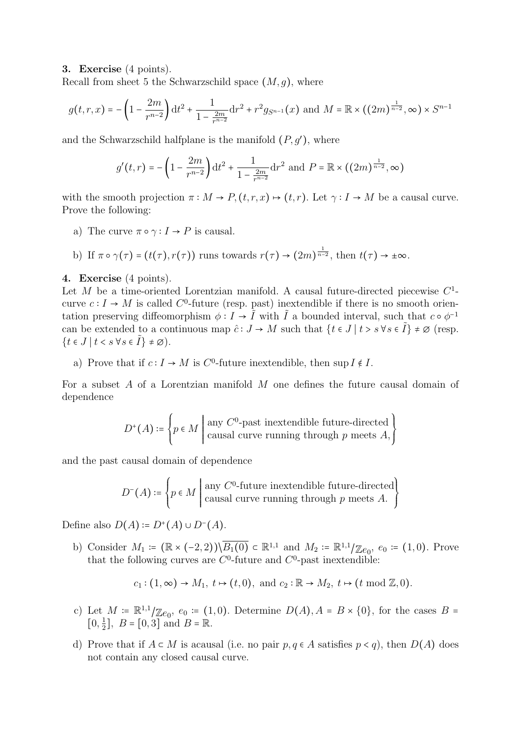**3. Exercise** (4 points).
Recall from sheet 5 the Schwarzschild space $(M, g)$, where

$$g(t,r,x) = -\left(1 - \frac{2m}{r^{n-2}}\right)\mathrm{d}t^2 + \frac{1}{1 - \frac{2m}{r^{n-2}}}\mathrm{d}r^2 + r^2 g_{S^{n-1}}(x) \text{ and } M = \mathbb{R} \times ((2m)^{\frac{1}{n-2}}, \infty) \times S^{n-1}$$

and the Schwarzschild halfplane is the manifold $(P, g')$, where

$$g'(t,r) = -\left(1 - \frac{2m}{r^{n-2}}\right)\mathrm{d}t^2 + \frac{1}{1 - \frac{2m}{r^{n-2}}}\mathrm{d}r^2 \text{ and } P = \mathbb{R} \times ((2m)^{\frac{1}{n-2}}, \infty)$$

with the smooth projection $\pi : M \to P, (t,r,x) \mapsto (t,r)$. Let $\gamma : I \to M$ be a causal curve. Prove the following:

a) The curve $\pi \circ \gamma : I \to P$ is causal.

b) If $\pi \circ \gamma(\tau) = (t(\tau), r(\tau))$ runs towards $r(\tau) \to (2m)^{\frac{1}{n-2}}$, then $t(\tau) \to \pm\infty$.

**4. Exercise** (4 points).
Let $M$ be a time-oriented Lorentzian manifold. A causal future-directed piecewise $C^1$-curve $c : I \to M$ is called $C^0$-future (resp. past) inextendible if there is no smooth orientation preserving diffeomorphism $\phi : I \to \tilde{I}$ with $\tilde{I}$ a bounded interval, such that $c \circ \phi^{-1}$ can be extended to a continuous map $\hat{c} : J \to M$ such that $\{t \in J \mid t > s \, \forall s \in \tilde{I}\} \neq \varnothing$ (resp. $\{t \in J \mid t < s \, \forall s \in \tilde{I}\} \neq \varnothing$).

a) Prove that if $c : I \to M$ is $C^0$-future inextendible, then $\sup I \notin I$.

For a subset $A$ of a Lorentzian manifold $M$ one defines the future causal domain of dependence

$$D^+(A) := \left\{ p \in M \;\middle|\; \begin{array}{l} \text{any } C^0\text{-past inextendible future-directed} \\ \text{causal curve running through } p \text{ meets } A, \end{array} \right\}$$

and the past causal domain of dependence

$$D^-(A) := \left\{ p \in M \;\middle|\; \begin{array}{l} \text{any } C^0\text{-future inextendible future-directed} \\ \text{causal curve running through } p \text{ meets } A. \end{array} \right\}$$

Define also $D(A) := D^+(A) \cup D^-(A)$.

b) Consider $M_1 := (\mathbb{R} \times (-2,2)) \backslash \overline{B_1(0)} \subset \mathbb{R}^{1,1}$ and $M_2 := \mathbb{R}^{1,1}/\mathbb{Z}e_0$, $e_0 := (1,0)$. Prove that the following curves are $C^0$-future and $C^0$-past inextendible:

$$c_1 : (1, \infty) \to M_1, \; t \mapsto (t, 0), \text{ and } c_2 : \mathbb{R} \to M_2, \; t \mapsto (t \bmod \mathbb{Z}, 0).$$

c) Let $M := \mathbb{R}^{1,1}/\mathbb{Z}e_0$, $e_0 := (1,0)$. Determine $D(A), A = B \times \{0\}$, for the cases $B = [0, \frac{1}{2}]$, $B = [0,3]$ and $B = \mathbb{R}$.

d) Prove that if $A \subset M$ is acausal (i.e. no pair $p, q \in A$ satisfies $p < q$), then $D(A)$ does not contain any closed causal curve.